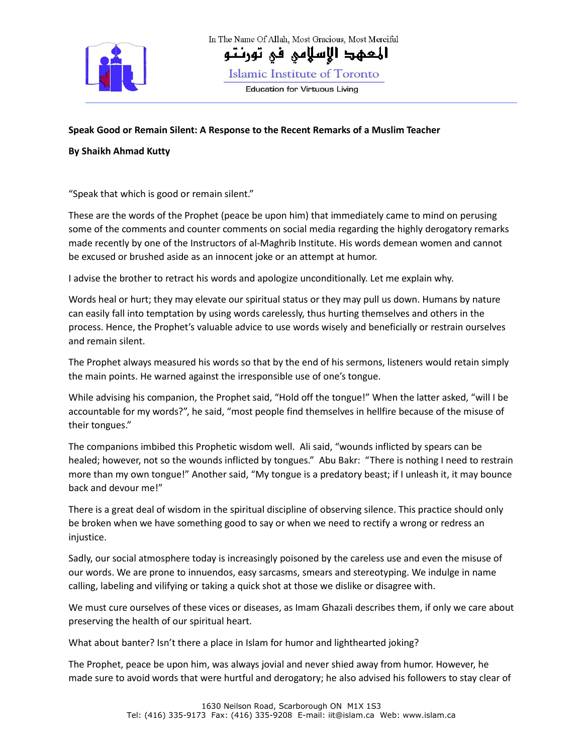In The Name Of Allah, Most Gracious, Most Merciful

المعهد الإسلامي في تورنتو

Islamic Institute of Toronto

Education for Virtuous Living

**Speak Good or Remain Silent: A Response to the Recent Remarks of a Muslim Teacher**

**By Shaikh Ahmad Kutty**

"Speak that which is good or remain silent."

These are the words of the Prophet (peace be upon him) that immediately came to mind on perusing some of the comments and counter comments on social media regarding the highly derogatory remarks made recently by one of the Instructors of al-Maghrib Institute. His words demean women and cannot be excused or brushed aside as an innocent joke or an attempt at humor.

I advise the brother to retract his words and apologize unconditionally. Let me explain why.

Words heal or hurt; they may elevate our spiritual status or they may pull us down. Humans by nature can easily fall into temptation by using words carelessly, thus hurting themselves and others in the process. Hence, the Prophet's valuable advice to use words wisely and beneficially or restrain ourselves and remain silent.

The Prophet always measured his words so that by the end of his sermons, listeners would retain simply the main points. He warned against the irresponsible use of one's tongue.

While advising his companion, the Prophet said, "Hold off the tongue!" When the latter asked, "will I be accountable for my words?", he said, "most people find themselves in hellfire because of the misuse of their tongues."

The companions imbibed this Prophetic wisdom well. Ali said, "wounds inflicted by spears can be healed; however, not so the wounds inflicted by tongues." Abu Bakr: "There is nothing I need to restrain more than my own tongue!" Another said, "My tongue is a predatory beast; if I unleash it, it may bounce back and devour me!"

There is a great deal of wisdom in the spiritual discipline of observing silence. This practice should only be broken when we have something good to say or when we need to rectify a wrong or redress an injustice.

Sadly, our social atmosphere today is increasingly poisoned by the careless use and even the misuse of our words. We are prone to innuendos, easy sarcasms, smears and stereotyping. We indulge in name calling, labeling and vilifying or taking a quick shot at those we dislike or disagree with.

We must cure ourselves of these vices or diseases, as Imam Ghazali describes them, if only we care about preserving the health of our spiritual heart.

What about banter? Isn't there a place in Islam for humor and lighthearted joking?

The Prophet, peace be upon him, was always jovial and never shied away from humor. However, he made sure to avoid words that were hurtful and derogatory; he also advised his followers to stay clear of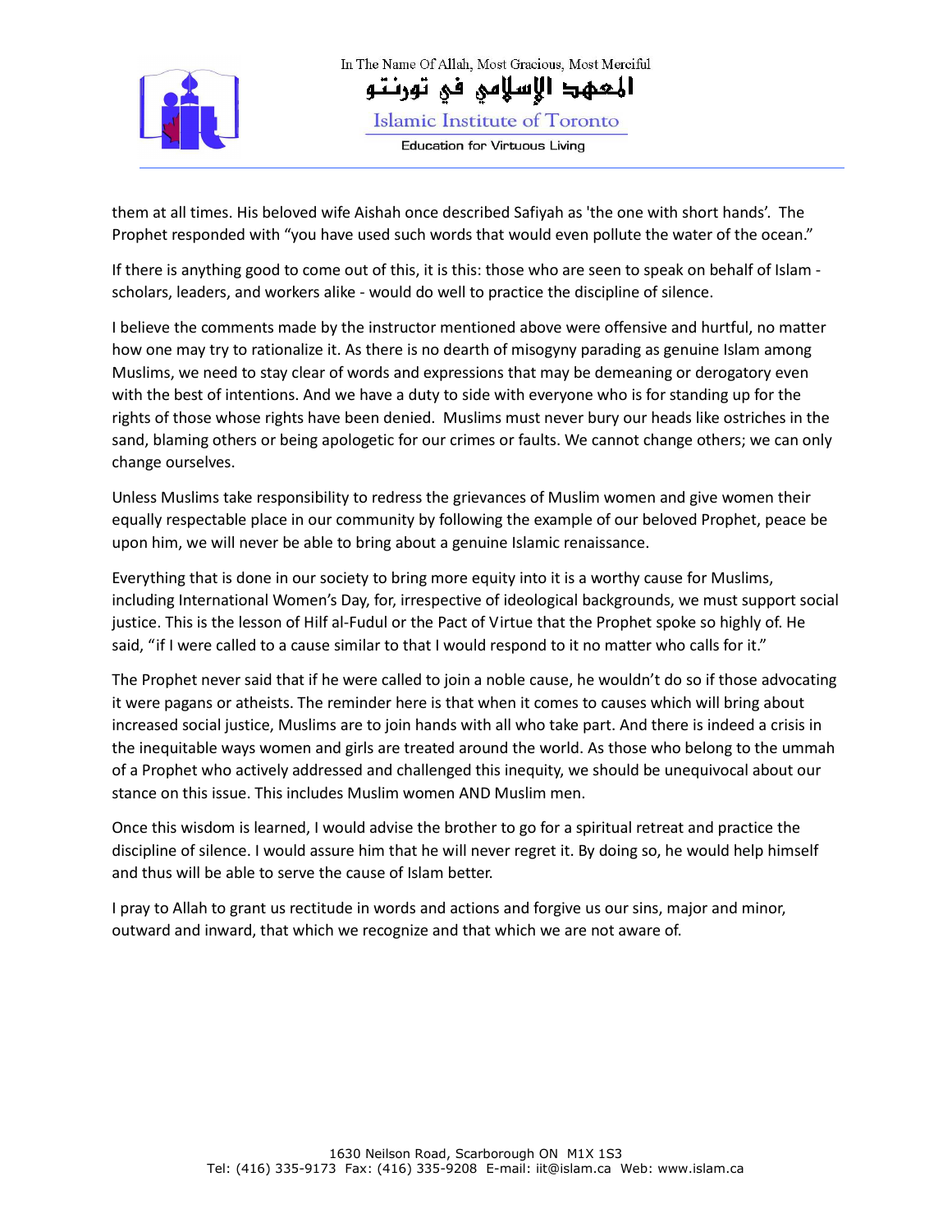them at all times. His beloved wife Aishah once described Safiyah as 'the one with short hands'. The Prophet responded with "you have used such words that would even pollute the water of the ocean."

If there is anything good to come out of this, it is this: those who are seen to speak on behalf of Islam - scholars, leaders, and workers alike - would do well to practice the discipline of silence.

I believe the comments made by the instructor mentioned above were offensive and hurtful, no matter how one may try to rationalize it. As there is no dearth of misogyny parading as genuine Islam among Muslims, we need to stay clear of words and expressions that may be demeaning or derogatory even with the best of intentions. And we have a duty to side with everyone who is for standing up for the rights of those whose rights have been denied. Muslims must never bury our heads like ostriches in the sand, blaming others or being apologetic for our crimes or faults. We cannot change others; we can only change ourselves.

Unless Muslims take responsibility to redress the grievances of Muslim women and give women their equally respectable place in our community by following the example of our beloved Prophet, peace be upon him, we will never be able to bring about a genuine Islamic renaissance.

Everything that is done in our society to bring more equity into it is a worthy cause for Muslims, including International Women's Day, for, irrespective of ideological backgrounds, we must support social justice. This is the lesson of Hilf al-Fudul or the Pact of Virtue that the Prophet spoke so highly of. He said, "if I were called to a cause similar to that I would respond to it no matter who calls for it."

The Prophet never said that if he were called to join a noble cause, he wouldn't do so if those advocating it were pagans or atheists. The reminder here is that when it comes to causes which will bring about increased social justice, Muslims are to join hands with all who take part. And there is indeed a crisis in the inequitable ways women and girls are treated around the world. As those who belong to the ummah of a Prophet who actively addressed and challenged this inequity, we should be unequivocal about our stance on this issue. This includes Muslim women AND Muslim men.

Once this wisdom is learned, I would advise the brother to go for a spiritual retreat and practice the discipline of silence. I would assure him that he will never regret it. By doing so, he would help himself and thus will be able to serve the cause of Islam better.

I pray to Allah to grant us rectitude in words and actions and forgive us our sins, major and minor, outward and inward, that which we recognize and that which we are not aware of.